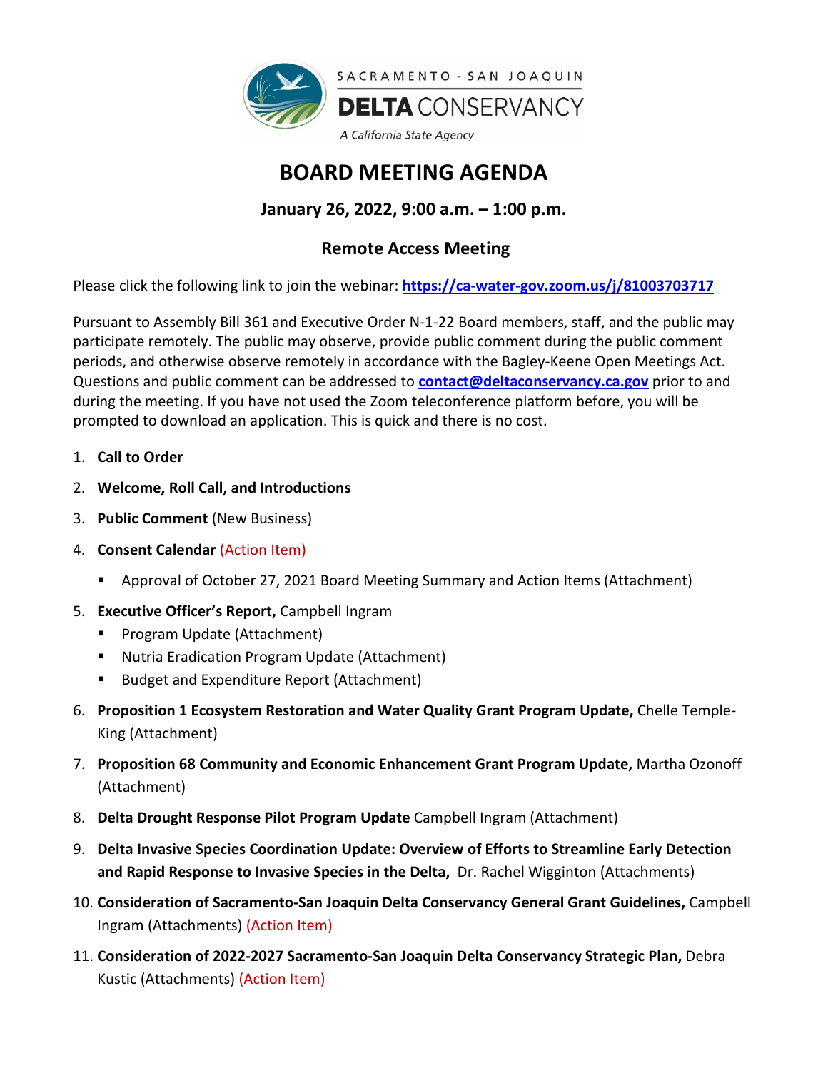SACRAMENTO - SAN JOAQUIN

**DELTA** CONSERVANCY

*A California State Agency*

# BOARD MEETING AGENDA

## January 26, 2022, 9:00 a.m. – 1:00 p.m.

## Remote Access Meeting

Please click the following link to join the webinar: **https://ca-water-gov.zoom.us/j/81003703717**

Pursuant to Assembly Bill 361 and Executive Order N-1-22 Board members, staff, and the public may participate remotely. The public may observe, provide public comment during the public comment periods, and otherwise observe remotely in accordance with the Bagley-Keene Open Meetings Act. Questions and public comment can be addressed to **contact@deltaconservancy.ca.gov** prior to and during the meeting. If you have not used the Zoom teleconference platform before, you will be prompted to download an application. This is quick and there is no cost.

1. **Call to Order**
2. **Welcome, Roll Call, and Introductions**
3. **Public Comment** (New Business)
4. **Consent Calendar** (Action Item)
   - Approval of October 27, 2021 Board Meeting Summary and Action Items (Attachment)
5. **Executive Officer's Report,** Campbell Ingram
   - Program Update (Attachment)
   - Nutria Eradication Program Update (Attachment)
   - Budget and Expenditure Report (Attachment)
6. **Proposition 1 Ecosystem Restoration and Water Quality Grant Program Update,** Chelle Temple-King (Attachment)
7. **Proposition 68 Community and Economic Enhancement Grant Program Update,** Martha Ozonoff (Attachment)
8. **Delta Drought Response Pilot Program Update** Campbell Ingram (Attachment)
9. **Delta Invasive Species Coordination Update: Overview of Efforts to Streamline Early Detection and Rapid Response to Invasive Species in the Delta,** Dr. Rachel Wigginton (Attachments)
10. **Consideration of Sacramento-San Joaquin Delta Conservancy General Grant Guidelines,** Campbell Ingram (Attachments) (Action Item)
11. **Consideration of 2022-2027 Sacramento-San Joaquin Delta Conservancy Strategic Plan,** Debra Kustic (Attachments) (Action Item)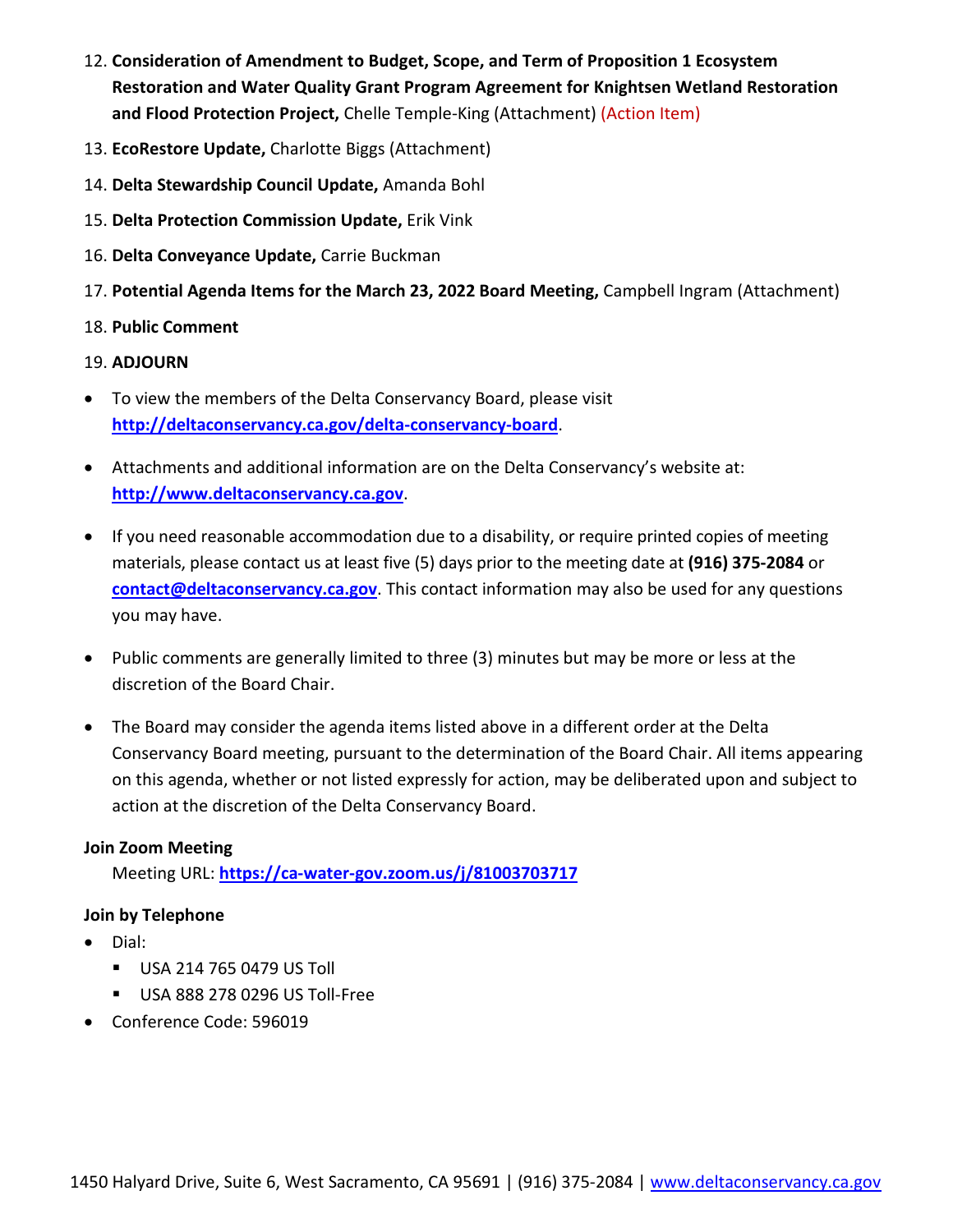12. **Consideration of Amendment to Budget, Scope, and Term of Proposition 1 Ecosystem Restoration and Water Quality Grant Program Agreement for Knightsen Wetland Restoration and Flood Protection Project,** Chelle Temple-King (Attachment) (Action Item)
13. **EcoRestore Update,** Charlotte Biggs (Attachment)
14. **Delta Stewardship Council Update,** Amanda Bohl
15. **Delta Protection Commission Update,** Erik Vink
16. **Delta Conveyance Update,** Carrie Buckman
17. **Potential Agenda Items for the March 23, 2022 Board Meeting,** Campbell Ingram (Attachment)
18. **Public Comment**
19. **ADJOURN**

- To view the members of the Delta Conservancy Board, please visit **http://deltaconservancy.ca.gov/delta-conservancy-board**.
- Attachments and additional information are on the Delta Conservancy's website at: **http://www.deltaconservancy.ca.gov**.
- If you need reasonable accommodation due to a disability, or require printed copies of meeting materials, please contact us at least five (5) days prior to the meeting date at **(916) 375-2084** or **contact@deltaconservancy.ca.gov**. This contact information may also be used for any questions you may have.
- Public comments are generally limited to three (3) minutes but may be more or less at the discretion of the Board Chair.
- The Board may consider the agenda items listed above in a different order at the Delta Conservancy Board meeting, pursuant to the determination of the Board Chair. All items appearing on this agenda, whether or not listed expressly for action, may be deliberated upon and subject to action at the discretion of the Delta Conservancy Board.

**Join Zoom Meeting**

Meeting URL: **https://ca-water-gov.zoom.us/j/81003703717**

**Join by Telephone**

- Dial:
  - USA 214 765 0479 US Toll
  - USA 888 278 0296 US Toll-Free
- Conference Code: 596019

1450 Halyard Drive, Suite 6, West Sacramento, CA 95691 | (916) 375-2084 | www.deltaconservancy.ca.gov